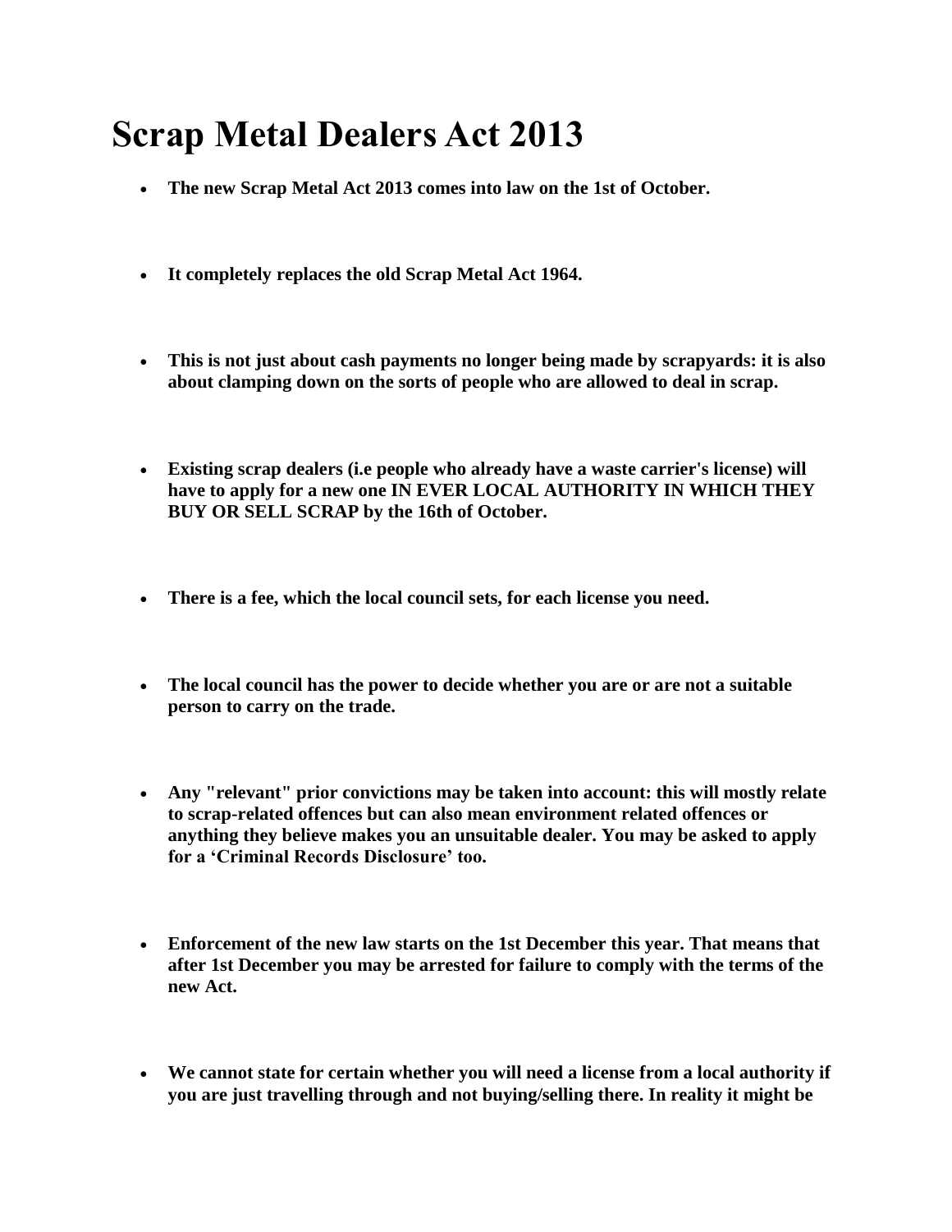# Scrap Metal Dealers Act 2013

- **The new Scrap Metal Act 2013 comes into law on the 1st of October.**

- **It completely replaces the old Scrap Metal Act 1964.**

- **This is not just about cash payments no longer being made by scrapyards: it is also about clamping down on the sorts of people who are allowed to deal in scrap.**

- **Existing scrap dealers (i.e people who already have a waste carrier's license) will have to apply for a new one IN EVER LOCAL AUTHORITY IN WHICH THEY BUY OR SELL SCRAP by the 16th of October.**

- **There is a fee, which the local council sets, for each license you need.**

- **The local council has the power to decide whether you are or are not a suitable person to carry on the trade.**

- **Any "relevant" prior convictions may be taken into account: this will mostly relate to scrap-related offences but can also mean environment related offences or anything they believe makes you an unsuitable dealer. You may be asked to apply for a 'Criminal Records Disclosure' too.**

- **Enforcement of the new law starts on the 1st December this year. That means that after 1st December you may be arrested for failure to comply with the terms of the new Act.**

- **We cannot state for certain whether you will need a license from a local authority if you are just travelling through and not buying/selling there. In reality it might be**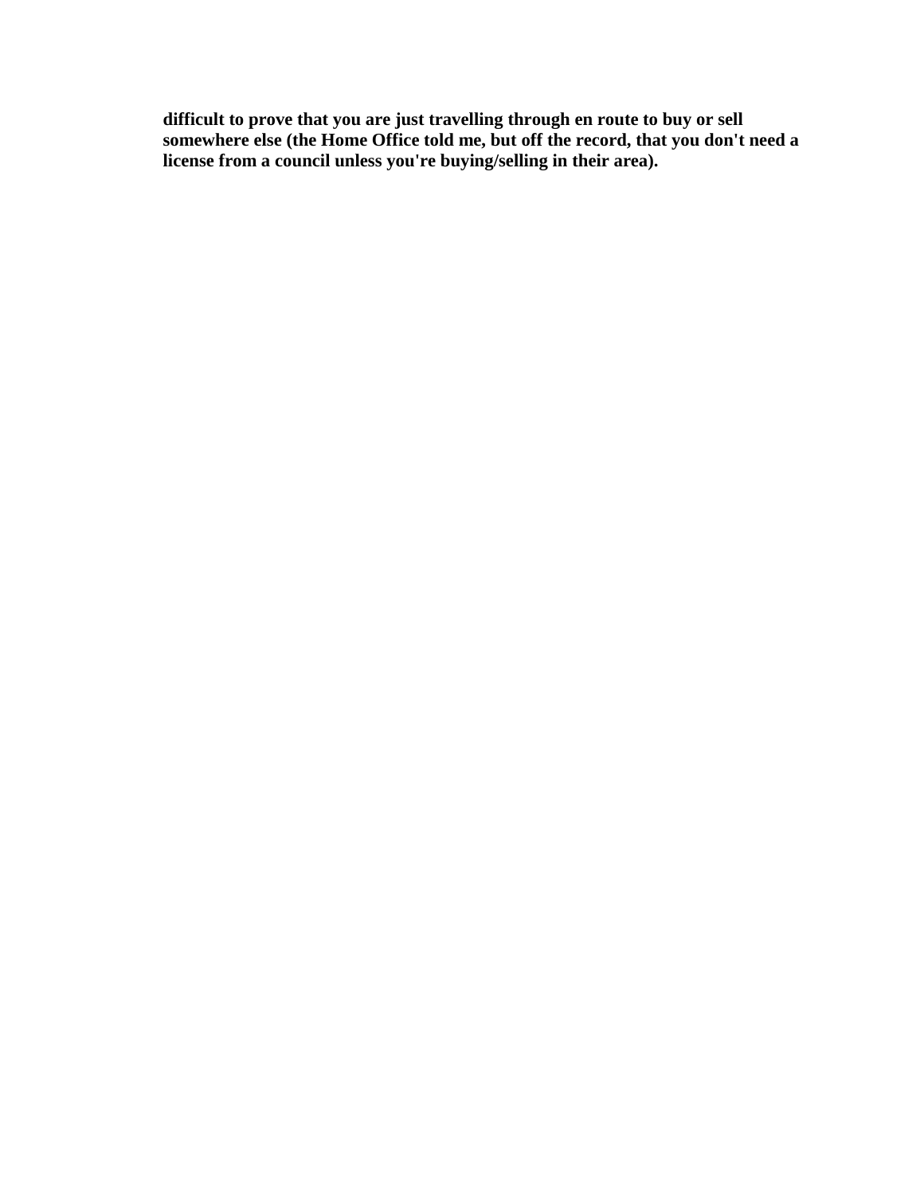**difficult to prove that you are just travelling through en route to buy or sell somewhere else (the Home Office told me, but off the record, that you don't need a license from a council unless you're buying/selling in their area).**